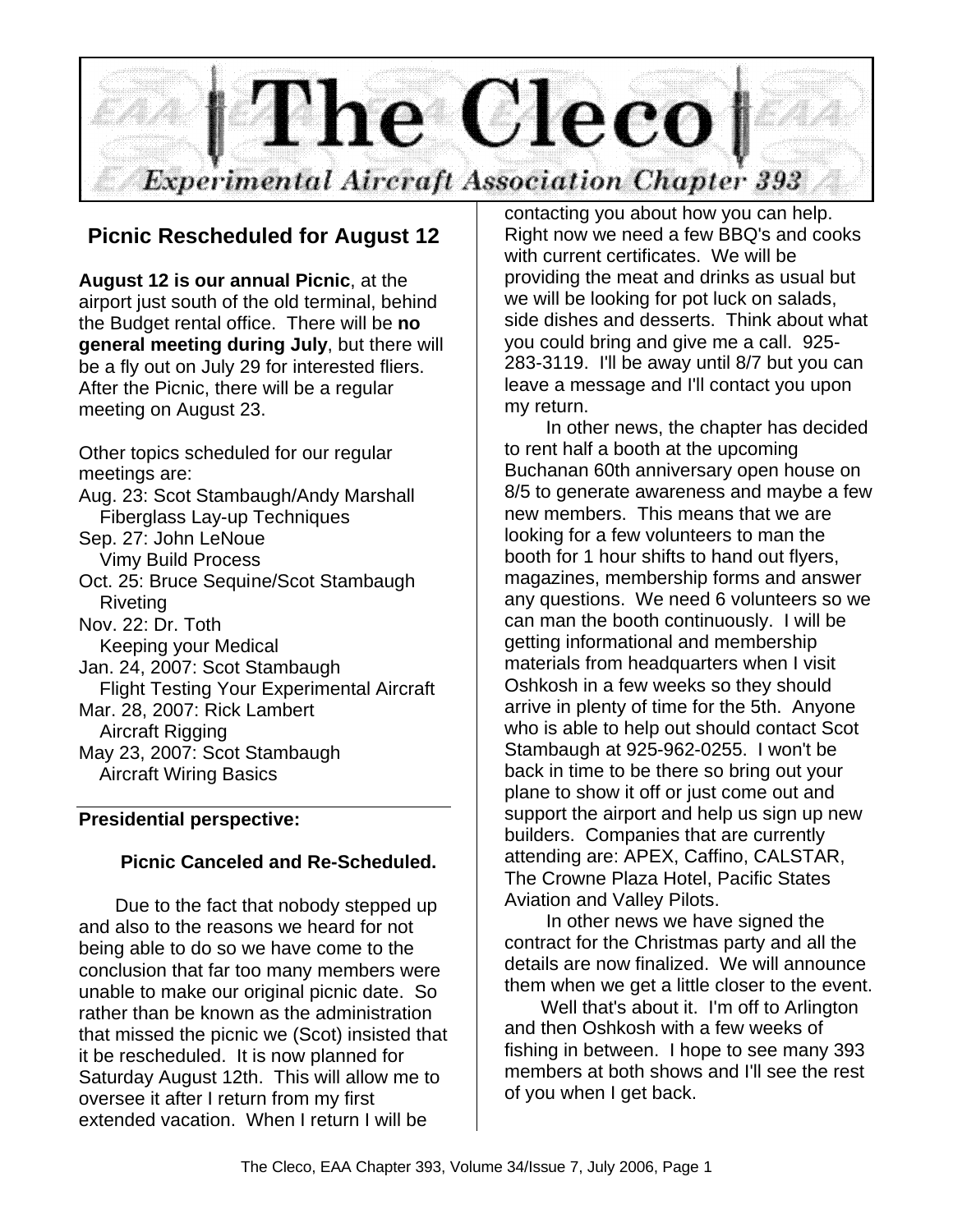# The Cleco

*Experimental Aircraft Association Chapter 393*

## Picnic Rescheduled for August 12

**August 12 is our annual Picnic**, at the airport just south of the old terminal, behind the Budget rental office. There will be **no general meeting during July**, but there will be a fly out on July 29 for interested fliers. After the Picnic, there will be a regular meeting on August 23.

Other topics scheduled for our regular meetings are:

Aug. 23: Scot Stambaugh/Andy Marshall
Fiberglass Lay-up Techniques
Sep. 27: John LeNoue
Vimy Build Process
Oct. 25: Bruce Sequine/Scot Stambaugh
Riveting
Nov. 22: Dr. Toth
Keeping your Medical
Jan. 24, 2007: Scot Stambaugh
Flight Testing Your Experimental Aircraft
Mar. 28, 2007: Rick Lambert
Aircraft Rigging
May 23, 2007: Scot Stambaugh
Aircraft Wiring Basics

---

**Presidential perspective:**

### Picnic Canceled and Re-Scheduled.

Due to the fact that nobody stepped up and also to the reasons we heard for not being able to do so we have come to the conclusion that far too many members were unable to make our original picnic date. So rather than be known as the administration that missed the picnic we (Scot) insisted that it be rescheduled. It is now planned for Saturday August 12th. This will allow me to oversee it after I return from my first extended vacation. When I return I will be contacting you about how you can help. Right now we need a few BBQ's and cooks with current certificates. We will be providing the meat and drinks as usual but we will be looking for pot luck on salads, side dishes and desserts. Think about what you could bring and give me a call. 925-283-3119. I'll be away until 8/7 but you can leave a message and I'll contact you upon my return.

In other news, the chapter has decided to rent half a booth at the upcoming Buchanan 60th anniversary open house on 8/5 to generate awareness and maybe a few new members. This means that we are looking for a few volunteers to man the booth for 1 hour shifts to hand out flyers, magazines, membership forms and answer any questions. We need 6 volunteers so we can man the booth continuously. I will be getting informational and membership materials from headquarters when I visit Oshkosh in a few weeks so they should arrive in plenty of time for the 5th. Anyone who is able to help out should contact Scot Stambaugh at 925-962-0255. I won't be back in time to be there so bring out your plane to show it off or just come out and support the airport and help us sign up new builders. Companies that are currently attending are: APEX, Caffino, CALSTAR, The Crowne Plaza Hotel, Pacific States Aviation and Valley Pilots.

In other news we have signed the contract for the Christmas party and all the details are now finalized. We will announce them when we get a little closer to the event.

Well that's about it. I'm off to Arlington and then Oshkosh with a few weeks of fishing in between. I hope to see many 393 members at both shows and I'll see the rest of you when I get back.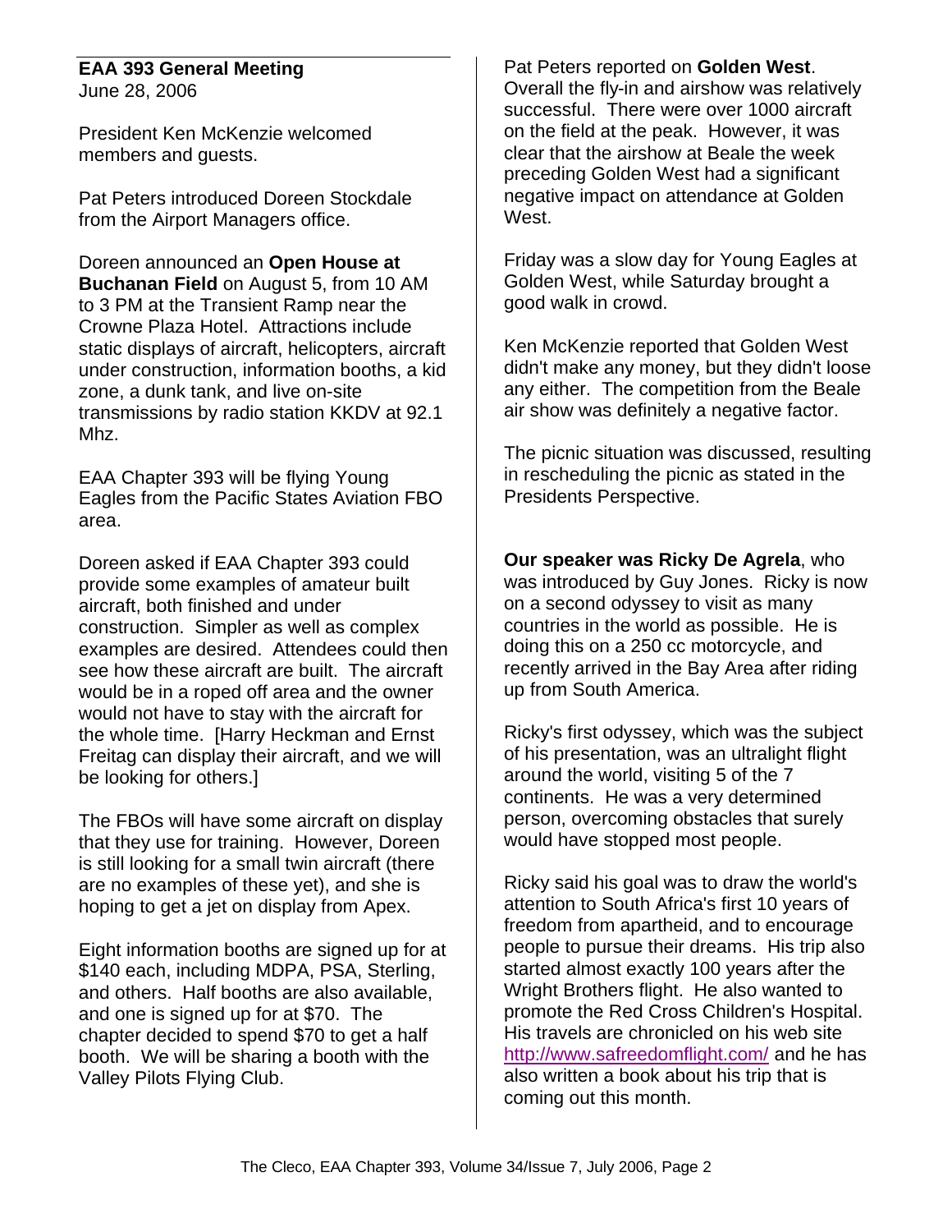## EAA 393 General Meeting

June 28, 2006

President Ken McKenzie welcomed members and guests.

Pat Peters introduced Doreen Stockdale from the Airport Managers office.

Doreen announced an **Open House at Buchanan Field** on August 5, from 10 AM to 3 PM at the Transient Ramp near the Crowne Plaza Hotel. Attractions include static displays of aircraft, helicopters, aircraft under construction, information booths, a kid zone, a dunk tank, and live on-site transmissions by radio station KKDV at 92.1 Mhz.

EAA Chapter 393 will be flying Young Eagles from the Pacific States Aviation FBO area.

Doreen asked if EAA Chapter 393 could provide some examples of amateur built aircraft, both finished and under construction. Simpler as well as complex examples are desired. Attendees could then see how these aircraft are built. The aircraft would be in a roped off area and the owner would not have to stay with the aircraft for the whole time. [Harry Heckman and Ernst Freitag can display their aircraft, and we will be looking for others.]

The FBOs will have some aircraft on display that they use for training. However, Doreen is still looking for a small twin aircraft (there are no examples of these yet), and she is hoping to get a jet on display from Apex.

Eight information booths are signed up for at $140 each, including MDPA, PSA, Sterling, and others. Half booths are also available, and one is signed up for at $70. The chapter decided to spend $70 to get a half booth. We will be sharing a booth with the Valley Pilots Flying Club.

Pat Peters reported on **Golden West**. Overall the fly-in and airshow was relatively successful. There were over 1000 aircraft on the field at the peak. However, it was clear that the airshow at Beale the week preceding Golden West had a significant negative impact on attendance at Golden West.

Friday was a slow day for Young Eagles at Golden West, while Saturday brought a good walk in crowd.

Ken McKenzie reported that Golden West didn't make any money, but they didn't loose any either. The competition from the Beale air show was definitely a negative factor.

The picnic situation was discussed, resulting in rescheduling the picnic as stated in the Presidents Perspective.

**Our speaker was Ricky De Agrela**, who was introduced by Guy Jones. Ricky is now on a second odyssey to visit as many countries in the world as possible. He is doing this on a 250 cc motorcycle, and recently arrived in the Bay Area after riding up from South America.

Ricky's first odyssey, which was the subject of his presentation, was an ultralight flight around the world, visiting 5 of the 7 continents. He was a very determined person, overcoming obstacles that surely would have stopped most people.

Ricky said his goal was to draw the world's attention to South Africa's first 10 years of freedom from apartheid, and to encourage people to pursue their dreams. His trip also started almost exactly 100 years after the Wright Brothers flight. He also wanted to promote the Red Cross Children's Hospital. His travels are chronicled on his web site http://www.safreedomflight.com/ and he has also written a book about his trip that is coming out this month.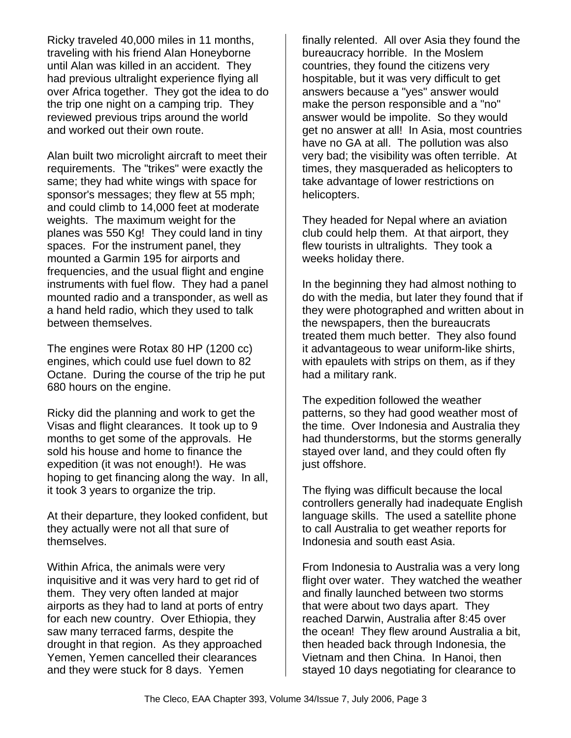Ricky traveled 40,000 miles in 11 months, traveling with his friend Alan Honeyborne until Alan was killed in an accident. They had previous ultralight experience flying all over Africa together. They got the idea to do the trip one night on a camping trip. They reviewed previous trips around the world and worked out their own route.

Alan built two microlight aircraft to meet their requirements. The "trikes" were exactly the same; they had white wings with space for sponsor's messages; they flew at 55 mph; and could climb to 14,000 feet at moderate weights. The maximum weight for the planes was 550 Kg! They could land in tiny spaces. For the instrument panel, they mounted a Garmin 195 for airports and frequencies, and the usual flight and engine instruments with fuel flow. They had a panel mounted radio and a transponder, as well as a hand held radio, which they used to talk between themselves.

The engines were Rotax 80 HP (1200 cc) engines, which could use fuel down to 82 Octane. During the course of the trip he put 680 hours on the engine.

Ricky did the planning and work to get the Visas and flight clearances. It took up to 9 months to get some of the approvals. He sold his house and home to finance the expedition (it was not enough!). He was hoping to get financing along the way. In all, it took 3 years to organize the trip.

At their departure, they looked confident, but they actually were not all that sure of themselves.

Within Africa, the animals were very inquisitive and it was very hard to get rid of them. They very often landed at major airports as they had to land at ports of entry for each new country. Over Ethiopia, they saw many terraced farms, despite the drought in that region. As they approached Yemen, Yemen cancelled their clearances and they were stuck for 8 days. Yemen finally relented. All over Asia they found the bureaucracy horrible. In the Moslem countries, they found the citizens very hospitable, but it was very difficult to get answers because a "yes" answer would make the person responsible and a "no" answer would be impolite. So they would get no answer at all! In Asia, most countries have no GA at all. The pollution was also very bad; the visibility was often terrible. At times, they masqueraded as helicopters to take advantage of lower restrictions on helicopters.

They headed for Nepal where an aviation club could help them. At that airport, they flew tourists in ultralights. They took a weeks holiday there.

In the beginning they had almost nothing to do with the media, but later they found that if they were photographed and written about in the newspapers, then the bureaucrats treated them much better. They also found it advantageous to wear uniform-like shirts, with epaulets with strips on them, as if they had a military rank.

The expedition followed the weather patterns, so they had good weather most of the time. Over Indonesia and Australia they had thunderstorms, but the storms generally stayed over land, and they could often fly just offshore.

The flying was difficult because the local controllers generally had inadequate English language skills. The used a satellite phone to call Australia to get weather reports for Indonesia and south east Asia.

From Indonesia to Australia was a very long flight over water. They watched the weather and finally launched between two storms that were about two days apart. They reached Darwin, Australia after 8:45 over the ocean! They flew around Australia a bit, then headed back through Indonesia, the Vietnam and then China. In Hanoi, then stayed 10 days negotiating for clearance to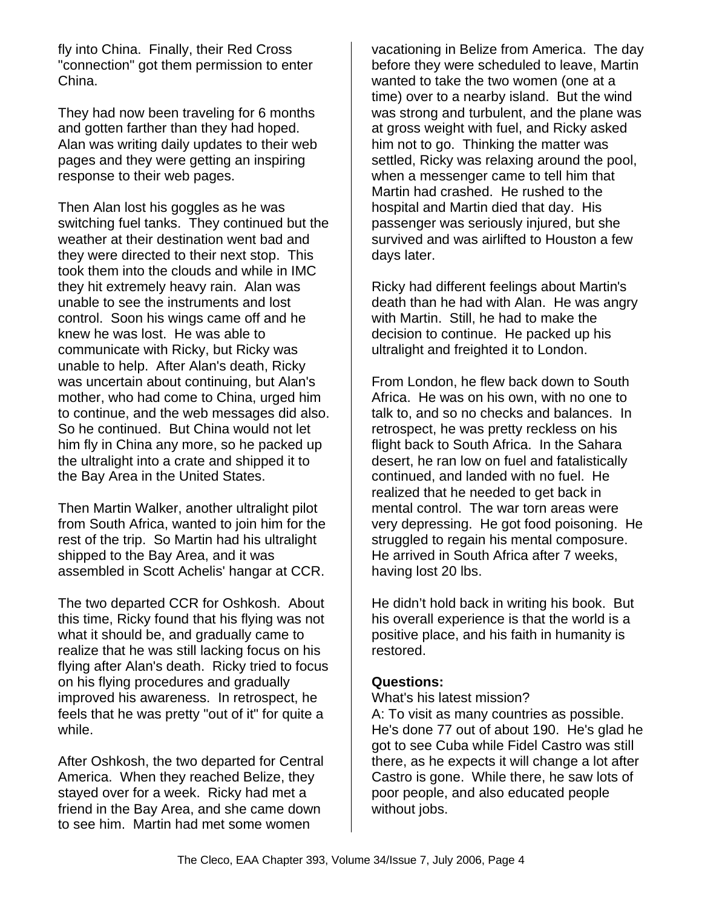fly into China. Finally, their Red Cross "connection" got them permission to enter China.

They had now been traveling for 6 months and gotten farther than they had hoped. Alan was writing daily updates to their web pages and they were getting an inspiring response to their web pages.

Then Alan lost his goggles as he was switching fuel tanks. They continued but the weather at their destination went bad and they were directed to their next stop. This took them into the clouds and while in IMC they hit extremely heavy rain. Alan was unable to see the instruments and lost control. Soon his wings came off and he knew he was lost. He was able to communicate with Ricky, but Ricky was unable to help. After Alan's death, Ricky was uncertain about continuing, but Alan's mother, who had come to China, urged him to continue, and the web messages did also. So he continued. But China would not let him fly in China any more, so he packed up the ultralight into a crate and shipped it to the Bay Area in the United States.

Then Martin Walker, another ultralight pilot from South Africa, wanted to join him for the rest of the trip. So Martin had his ultralight shipped to the Bay Area, and it was assembled in Scott Achelis' hangar at CCR.

The two departed CCR for Oshkosh. About this time, Ricky found that his flying was not what it should be, and gradually came to realize that he was still lacking focus on his flying after Alan's death. Ricky tried to focus on his flying procedures and gradually improved his awareness. In retrospect, he feels that he was pretty "out of it" for quite a while.

After Oshkosh, the two departed for Central America. When they reached Belize, they stayed over for a week. Ricky had met a friend in the Bay Area, and she came down to see him. Martin had met some women vacationing in Belize from America. The day before they were scheduled to leave, Martin wanted to take the two women (one at a time) over to a nearby island. But the wind was strong and turbulent, and the plane was at gross weight with fuel, and Ricky asked him not to go. Thinking the matter was settled, Ricky was relaxing around the pool, when a messenger came to tell him that Martin had crashed. He rushed to the hospital and Martin died that day. His passenger was seriously injured, but she survived and was airlifted to Houston a few days later.

Ricky had different feelings about Martin's death than he had with Alan. He was angry with Martin. Still, he had to make the decision to continue. He packed up his ultralight and freighted it to London.

From London, he flew back down to South Africa. He was on his own, with no one to talk to, and so no checks and balances. In retrospect, he was pretty reckless on his flight back to South Africa. In the Sahara desert, he ran low on fuel and fatalistically continued, and landed with no fuel. He realized that he needed to get back in mental control. The war torn areas were very depressing. He got food poisoning. He struggled to regain his mental composure. He arrived in South Africa after 7 weeks, having lost 20 lbs.

He didn't hold back in writing his book. But his overall experience is that the world is a positive place, and his faith in humanity is restored.

**Questions:**

What's his latest mission?

A: To visit as many countries as possible. He's done 77 out of about 190. He's glad he got to see Cuba while Fidel Castro was still there, as he expects it will change a lot after Castro is gone. While there, he saw lots of poor people, and also educated people without jobs.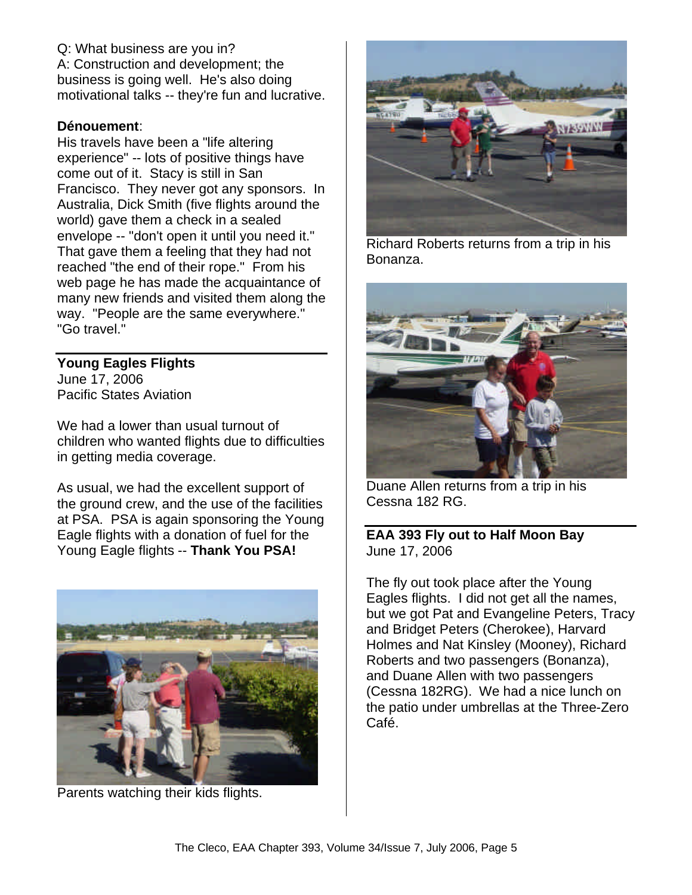Q: What business are you in?
A: Construction and development; the business is going well. He's also doing motivational talks -- they're fun and lucrative.

**Dénouement**:
His travels have been a "life altering experience" -- lots of positive things have come out of it. Stacy is still in San Francisco. They never got any sponsors. In Australia, Dick Smith (five flights around the world) gave them a check in a sealed envelope -- "don't open it until you need it." That gave them a feeling that they had not reached "the end of their rope." From his web page he has made the acquaintance of many new friends and visited them along the way. "People are the same everywhere." "Go travel."

## Young Eagles Flights

June 17, 2006
Pacific States Aviation

We had a lower than usual turnout of children who wanted flights due to difficulties in getting media coverage.

As usual, we had the excellent support of the ground crew, and the use of the facilities at PSA. PSA is again sponsoring the Young Eagle flights with a donation of fuel for the Young Eagle flights -- **Thank You PSA!**

Parents watching their kids flights.

Richard Roberts returns from a trip in his Bonanza.

Duane Allen returns from a trip in his Cessna 182 RG.

## EAA 393 Fly out to Half Moon Bay

June 17, 2006

The fly out took place after the Young Eagles flights. I did not get all the names, but we got Pat and Evangeline Peters, Tracy and Bridget Peters (Cherokee), Harvard Holmes and Nat Kinsley (Mooney), Richard Roberts and two passengers (Bonanza), and Duane Allen with two passengers (Cessna 182RG). We had a nice lunch on the patio under umbrellas at the Three-Zero Café.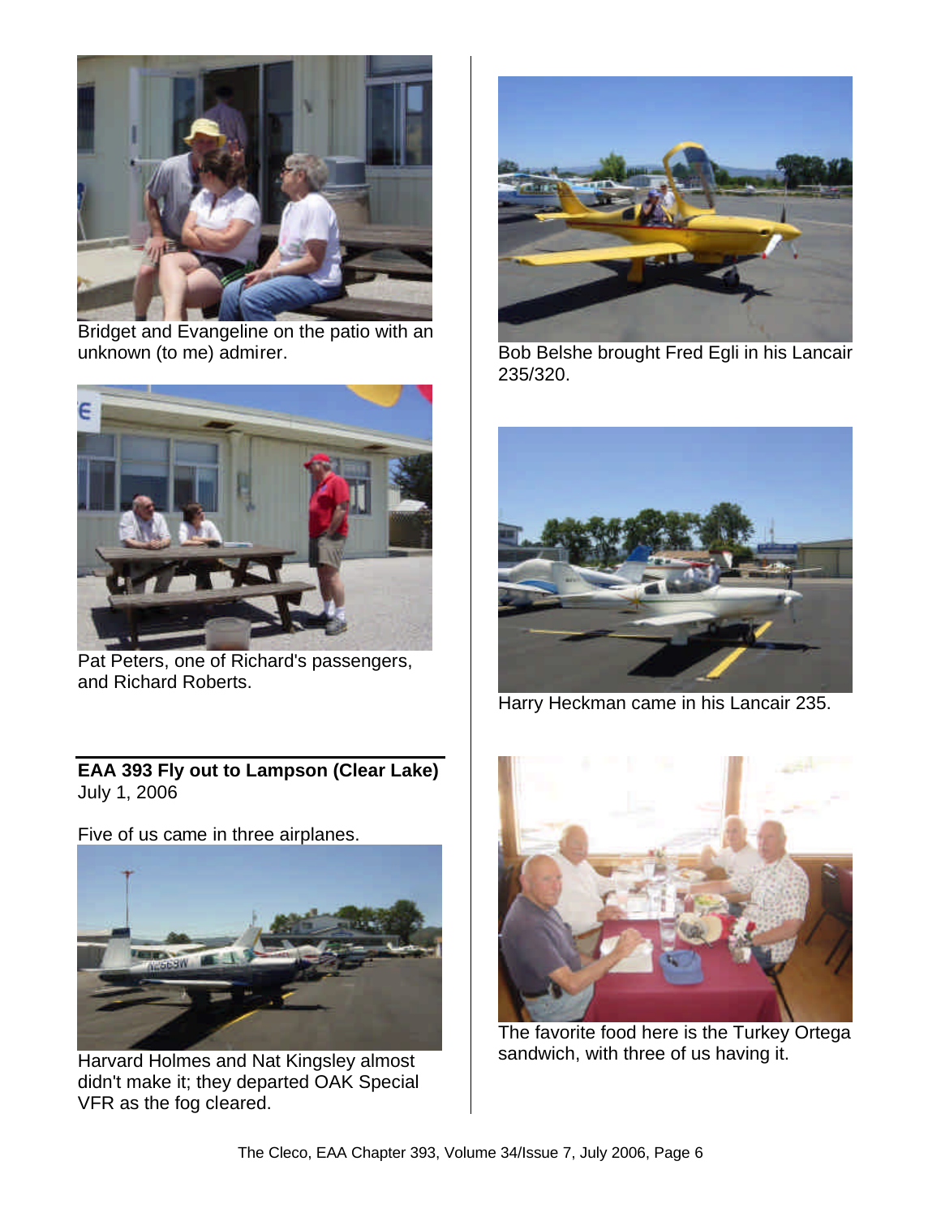Bridget and Evangeline on the patio with an unknown (to me) admirer.

Pat Peters, one of Richard's passengers, and Richard Roberts.

**EAA 393 Fly out to Lampson (Clear Lake)**
July 1, 2006

Five of us came in three airplanes.

Harvard Holmes and Nat Kingsley almost didn't make it; they departed OAK Special VFR as the fog cleared.

Bob Belshe brought Fred Egli in his Lancair 235/320.

Harry Heckman came in his Lancair 235.

The favorite food here is the Turkey Ortega sandwich, with three of us having it.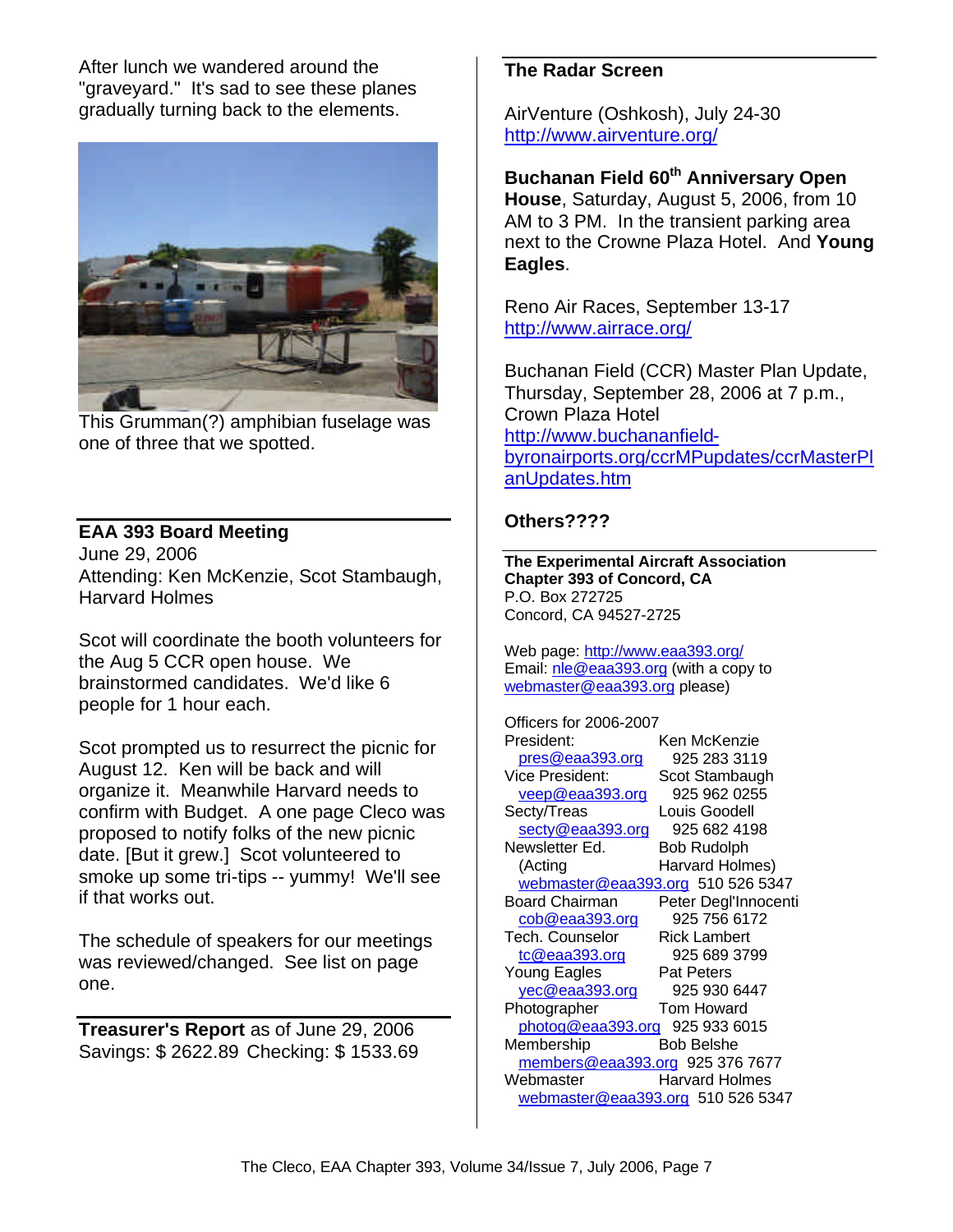After lunch we wandered around the "graveyard." It's sad to see these planes gradually turning back to the elements.

This Grumman(?) amphibian fuselage was one of three that we spotted.

## EAA 393 Board Meeting

June 29, 2006
Attending: Ken McKenzie, Scot Stambaugh, Harvard Holmes

Scot will coordinate the booth volunteers for the Aug 5 CCR open house. We brainstormed candidates. We'd like 6 people for 1 hour each.

Scot prompted us to resurrect the picnic for August 12. Ken will be back and will organize it. Meanwhile Harvard needs to confirm with Budget. A one page Cleco was proposed to notify folks of the new picnic date. [But it grew.] Scot volunteered to smoke up some tri-tips -- yummy! We'll see if that works out.

The schedule of speakers for our meetings was reviewed/changed. See list on page one.

**Treasurer's Report** as of June 29, 2006
Savings: $ 2622.89 Checking: $ 1533.69

## The Radar Screen

AirVenture (Oshkosh), July 24-30
http://www.airventure.org/

**Buchanan Field 60th Anniversary Open House**, Saturday, August 5, 2006, from 10 AM to 3 PM. In the transient parking area next to the Crowne Plaza Hotel. And **Young Eagles**.

Reno Air Races, September 13-17
http://www.airrace.org/

Buchanan Field (CCR) Master Plan Update, Thursday, September 28, 2006 at 7 p.m., Crown Plaza Hotel
http://www.buchananfield-byronairports.org/ccrMPupdates/ccrMasterPlanUpdates.htm

**Others????**

**The Experimental Aircraft Association**
**Chapter 393 of Concord, CA**
P.O. Box 272725
Concord, CA 94527-2725

Web page: http://www.eaa393.org/
Email: nle@eaa393.org (with a copy to webmaster@eaa393.org please)

Officers for 2006-2007

| Position | Name / Email | Phone |
|---|---|---|
| President: | Ken McKenzie | |
| pres@eaa393.org | | 925 283 3119 |
| Vice President: | Scot Stambaugh | |
| veep@eaa393.org | | 925 962 0255 |
| Secty/Treas | Louis Goodell | |
| secty@eaa393.org | | 925 682 4198 |
| Newsletter Ed. | Bob Rudolph | |
| (Acting | Harvard Holmes) | |
| webmaster@eaa393.org | | 510 526 5347 |
| Board Chairman | Peter Degl'Innocenti | |
| cob@eaa393.org | | 925 756 6172 |
| Tech. Counselor | Rick Lambert | |
| tc@eaa393.org | | 925 689 3799 |
| Young Eagles | Pat Peters | |
| yec@eaa393.org | | 925 930 6447 |
| Photographer | Tom Howard | |
| photog@eaa393.org | | 925 933 6015 |
| Membership | Bob Belshe | |
| members@eaa393.org | | 925 376 7677 |
| Webmaster | Harvard Holmes | |
| webmaster@eaa393.org | | 510 526 5347 |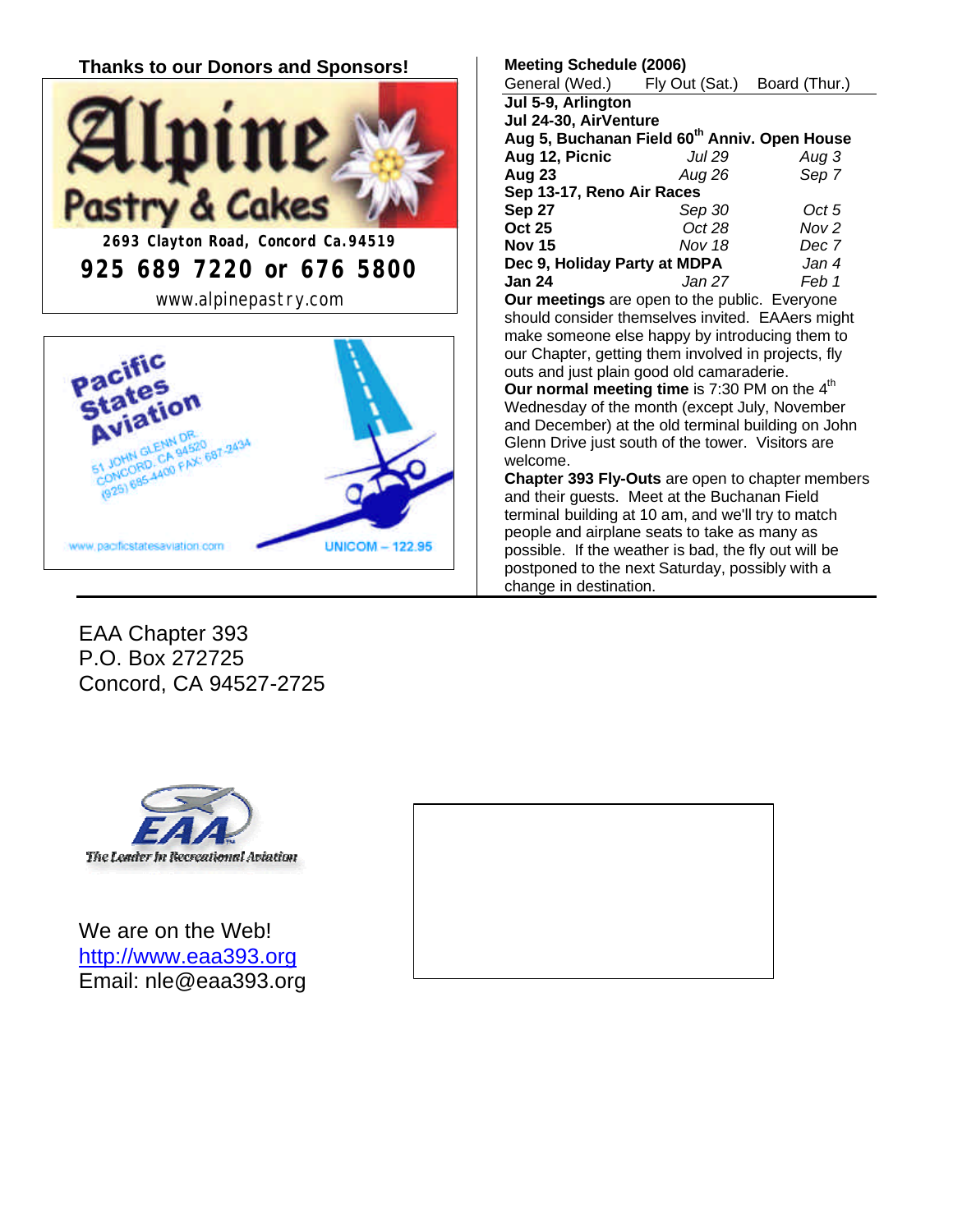**Thanks to our Donors and Sponsors!**

Alpine Pastry & Cakes
2693 Clayton Road, Concord Ca.94519
925 689 7220 or 676 5800
www.alpinepastry.com

Pacific States Aviation
51 JOHN GLENN DR.
CONCORD, CA 94520
(925) 685-4400 FAX: 687-2434
www.pacificstatesaviation.com
UNICOM – 122.95

**Meeting Schedule (2006)**

| General (Wed.) | Fly Out (Sat.) | Board (Thur.) |
|---|---|---|
| **Jul 5-9, Arlington** | | |
| **Jul 24-30, AirVenture** | | |
| **Aug 5, Buchanan Field 60th Anniv. Open House** | | |
| **Aug 12, Picnic** | *Jul 29* | *Aug 3* |
| **Aug 23** | *Aug 26* | *Sep 7* |
| **Sep 13-17, Reno Air Races** | | |
| **Sep 27** | *Sep 30* | *Oct 5* |
| **Oct 25** | *Oct 28* | *Nov 2* |
| **Nov 15** | *Nov 18* | *Dec 7* |
| **Dec 9, Holiday Party at MDPA** | | *Jan 4* |
| **Jan 24** | *Jan 27* | *Feb 1* |

**Our meetings** are open to the public. Everyone should consider themselves invited. EAAers might make someone else happy by introducing them to our Chapter, getting them involved in projects, fly outs and just plain good old camaraderie.

**Our normal meeting time** is 7:30 PM on the 4th Wednesday of the month (except July, November and December) at the old terminal building on John Glenn Drive just south of the tower. Visitors are welcome.

**Chapter 393 Fly-Outs** are open to chapter members and their guests. Meet at the Buchanan Field terminal building at 10 am, and we'll try to match people and airplane seats to take as many as possible. If the weather is bad, the fly out will be postponed to the next Saturday, possibly with a change in destination.

EAA Chapter 393
P.O. Box 272725
Concord, CA 94527-2725

EAA
The Leader In Recreational Aviation

We are on the Web!
http://www.eaa393.org
Email: nle@eaa393.org